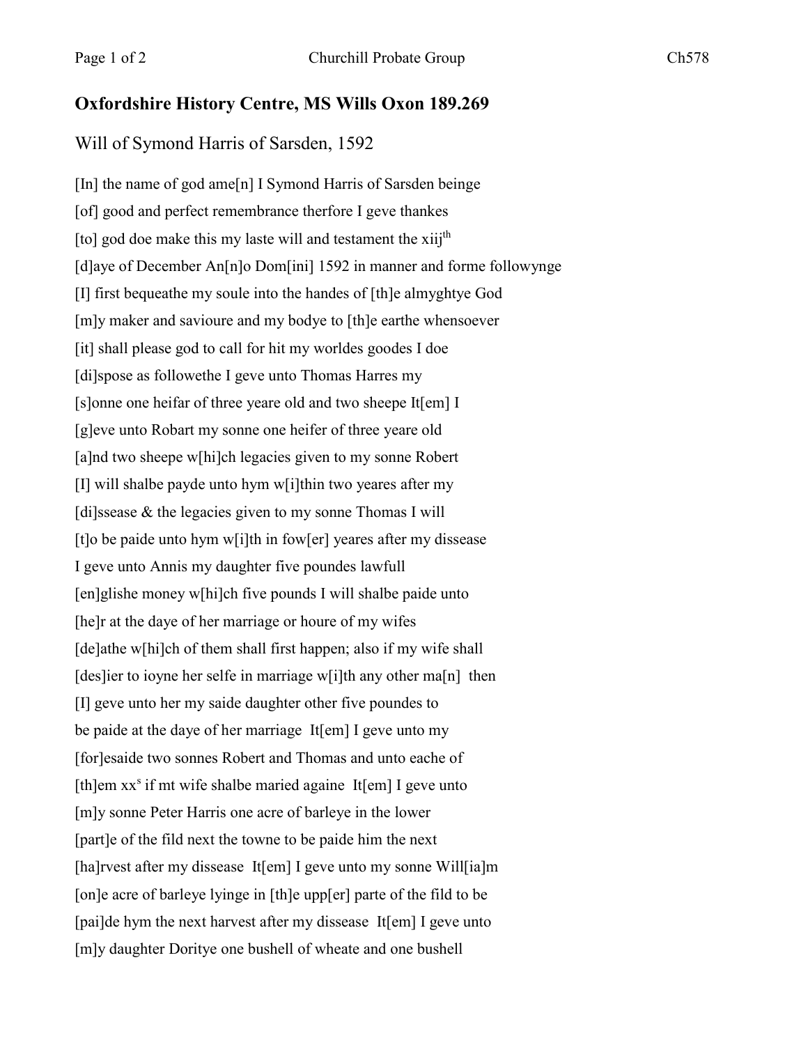## Oxfordshire History Centre, MS Wills Oxon 189.269

Will of Symond Harris of Sarsden, 1592

[In] the name of god ame[n] I Symond Harris of Sarsden beinge
[of] good and perfect remembrance therfore I geve thankes
[to] god doe make this my laste will and testament the xiij[th]
[d]aye of December An[n]o Dom[ini] 1592 in manner and forme followynge
[I] first bequeathe my soule into the handes of [th]e almyghtye God
[m]y maker and saviour and my bodye to [th]e earthe whensoever
[it] shall please god to call for hit my worldes goodes I doe
[di]spose as followethe I geve unto Thomas Harres my
[s]onne one heifar of three yeare old and two sheepe It[em] I
[g]eve unto Robart my sonne one heifer of three yeare old
[a]nd two sheepe w[hi]ch legacies given to my sonne Robert
[I] will shalbe payde unto hym w[i]thin two yeares after my
[di]ssease & the legacies given to my sonne Thomas I will
[t]o be paide unto hym w[i]th in fow[er] yeares after my dissease
I geve unto Annis my daughter five poundes lawfull
[en]glishe money w[hi]ch five pounds I will shalbe paide unto
[he]r at the daye of her marriage or houre of my wifes
[de]athe w[hi]ch of them shall first happen; also if my wife shall
[des]ier to ioyne her selfe in marriage w[i]th any other ma[n] then
[I] geve unto her my saide daughter other five poundes to
be paide at the daye of her marriage It[em] I geve unto my
[for]esaide two sonnes Robert and Thomas and unto eache of
[th]em xx[s] if mt wife shalbe maried againe It[em] I geve unto
[m]y sonne Peter Harris one acre of barleye in the lower
[part]e of the fild next the towne to be paide him the next
[ha]rvest after my dissease It[em] I geve unto my sonne Will[ia]m
[on]e acre of barleye lyinge in [th]e upp[er] parte of the fild to be
[pai]de hym the next harvest after my dissease It[em] I geve unto
[m]y daughter Doritye one bushell of wheate and one bushell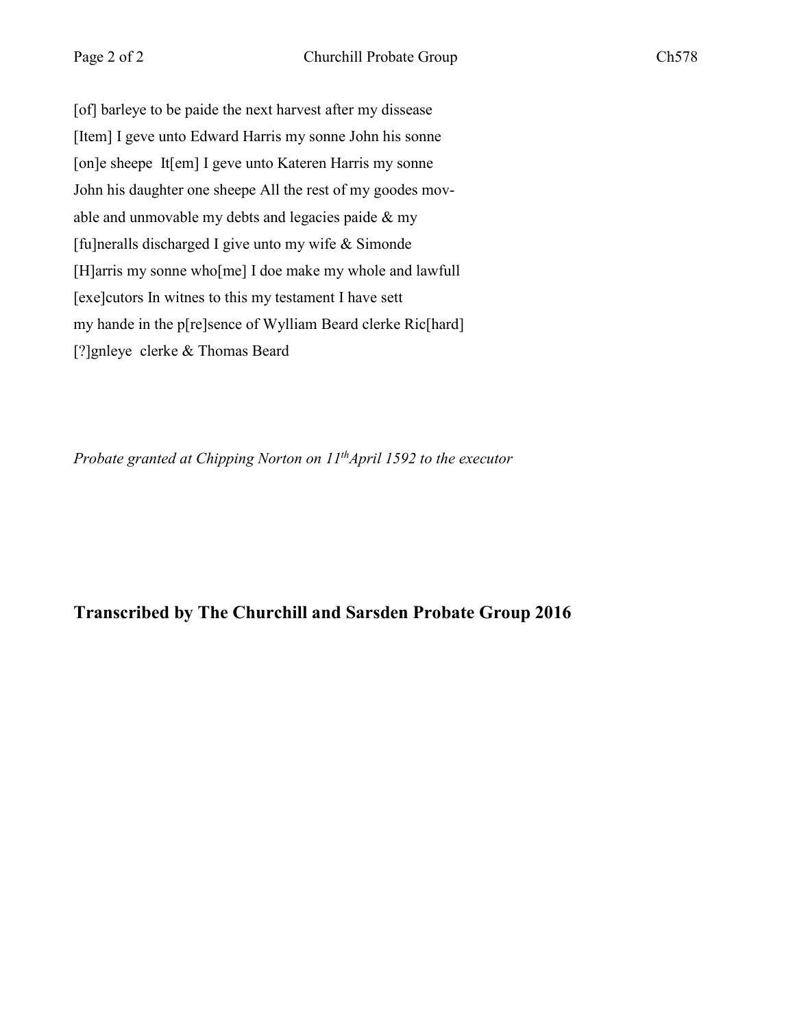[of] barleye to be paide the next harvest after my dissease
[Item] I geve unto Edward Harris my sonne John his sonne
[on]e sheepe  It[em] I geve unto Kateren Harris my sonne
John his daughter one sheepe All the rest of my goodes mov-
able and unmovable my debts and legacies paide & my
[fu]neralls discharged I give unto my wife & Simonde
[H]arris my sonne who[me] I doe make my whole and lawfull
[exe]cutors In witnes to this my testament I have sett
my hande in the p[re]sence of Wylliam Beard clerke Ric[hard]
[?]gnleye  clerke & Thomas Beard

*Probate granted at Chipping Norton on 11th April 1592 to the executor*

**Transcribed by The Churchill and Sarsden Probate Group 2016**